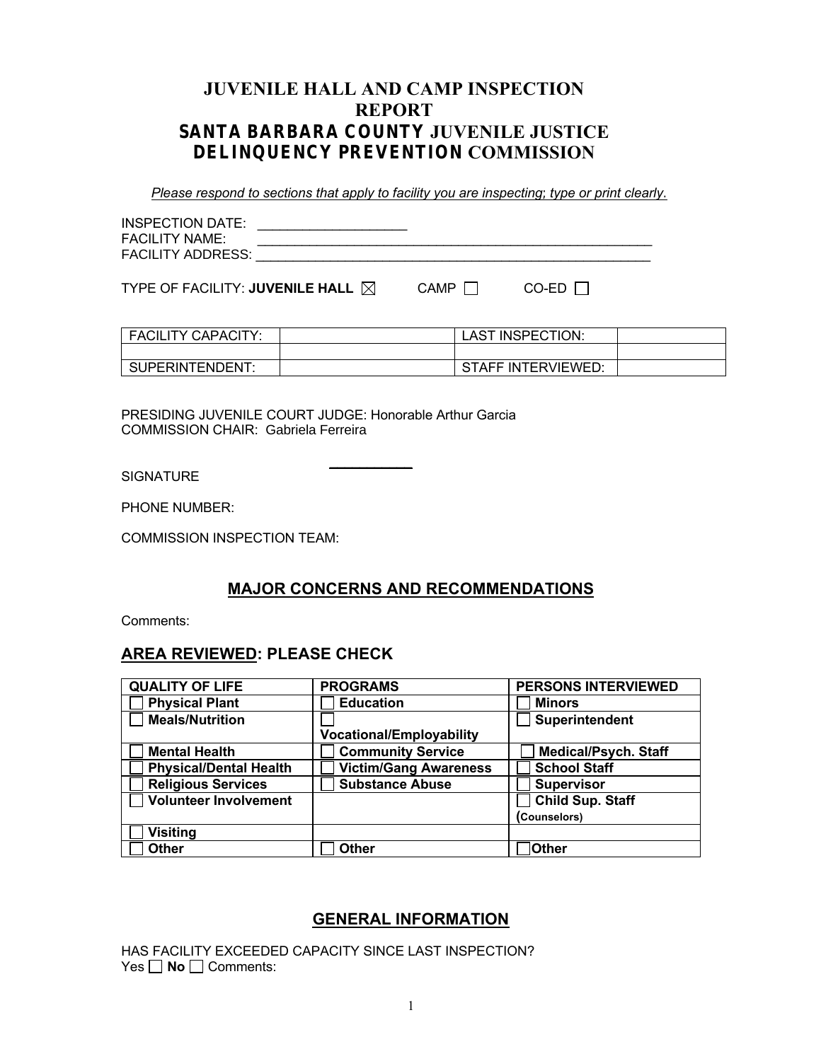# JUVENILE HALL AND CAMP INSPECTION REPORT
# SANTA BARBARA COUNTY JUVENILE JUSTICE DELINQUENCY PREVENTION COMMISSION

*Please respond to sections that apply to facility you are inspecting; type or print clearly.*

INSPECTION DATE: ____________________
FACILITY NAME: ________________________________________________________
FACILITY ADDRESS: ________________________________________________________

TYPE OF FACILITY: **JUVENILE HALL** ☒ CAMP ☐ CO-ED ☐

| FACILITY CAPACITY: | | LAST INSPECTION: | |
|---|---|---|---|
| | | | |
| SUPERINTENDENT: | | STAFF INTERVIEWED: | |

PRESIDING JUVENILE COURT JUDGE: Honorable Arthur Garcia
COMMISSION CHAIR: Gabriela Ferreira

SIGNATURE ___________

PHONE NUMBER:

COMMISSION INSPECTION TEAM:

## MAJOR CONCERNS AND RECOMMENDATIONS

Comments:

## AREA REVIEWED: PLEASE CHECK

| QUALITY OF LIFE | PROGRAMS | PERSONS INTERVIEWED |
|---|---|---|
| ☐ **Physical Plant** | ☐ **Education** | ☐ **Minors** |
| ☐ **Meals/Nutrition** | ☐ **Vocational/Employability** | ☐ **Superintendent** |
| ☐ **Mental Health** | ☐ **Community Service** | ☐ **Medical/Psych. Staff** |
| ☐ **Physical/Dental Health** | ☐ **Victim/Gang Awareness** | ☐ **School Staff** |
| ☐ **Religious Services** | ☐ **Substance Abuse** | ☐ **Supervisor** |
| ☐ **Volunteer Involvement** | | ☐ **Child Sup. Staff (Counselors)** |
| ☐ **Visiting** | | |
| ☐ **Other** | ☐ **Other** | ☐ **Other** |

## GENERAL INFORMATION

HAS FACILITY EXCEEDED CAPACITY SINCE LAST INSPECTION?
Yes ☐ **No** ☐ Comments: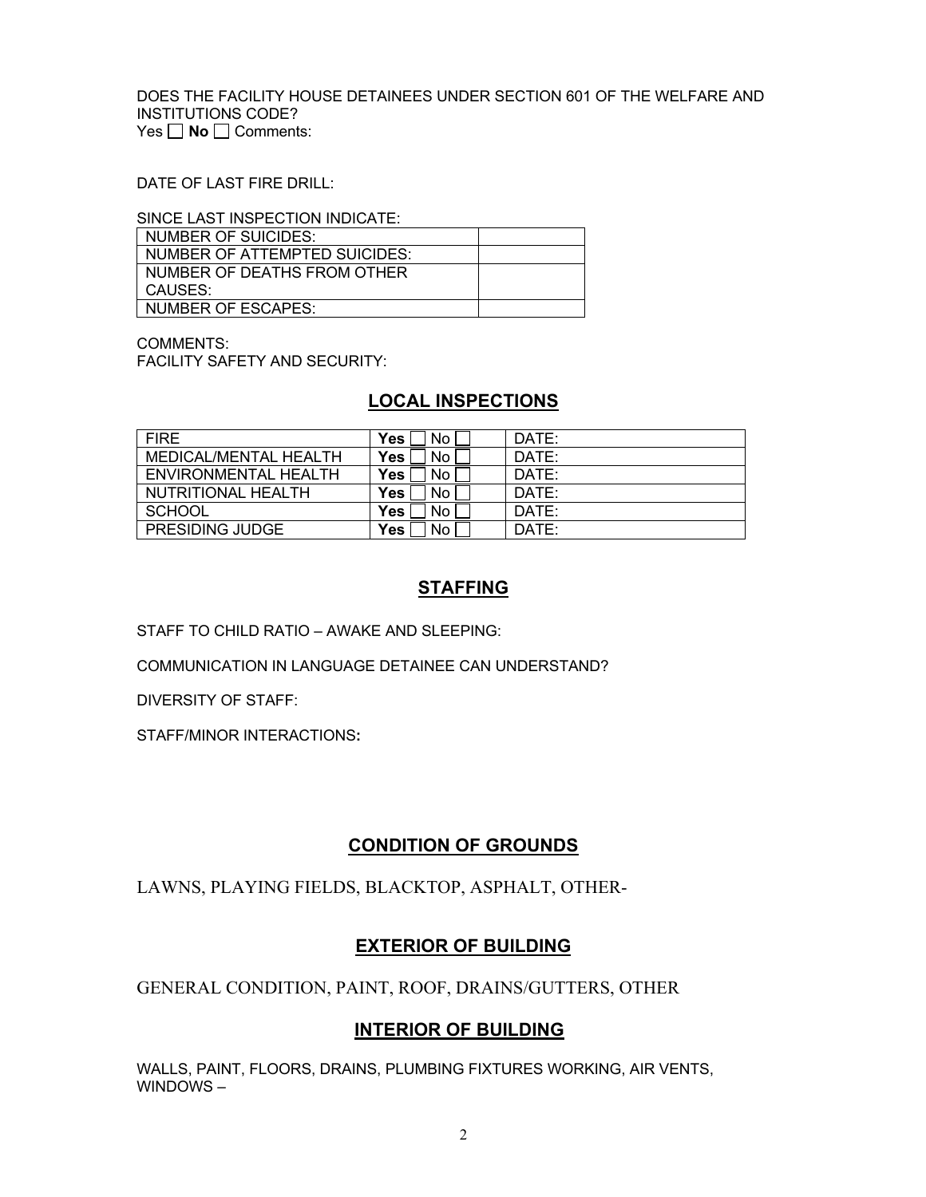DOES THE FACILITY HOUSE DETAINEES UNDER SECTION 601 OF THE WELFARE AND INSTITUTIONS CODE?
Yes ☐ **No** ☐ Comments:

DATE OF LAST FIRE DRILL:

SINCE LAST INSPECTION INDICATE:

| NUMBER OF SUICIDES: | |
|---|---|
| NUMBER OF ATTEMPTED SUICIDES: | |
| NUMBER OF DEATHS FROM OTHER CAUSES: | |
| NUMBER OF ESCAPES: | |

COMMENTS:
FACILITY SAFETY AND SECURITY:

## LOCAL INSPECTIONS

| FIRE | **Yes** ☐ No ☐ | DATE: |
|---|---|---|
| MEDICAL/MENTAL HEALTH | **Yes** ☐ No ☐ | DATE: |
| ENVIRONMENTAL HEALTH | **Yes** ☐ No ☐ | DATE: |
| NUTRITIONAL HEALTH | **Yes** ☐ No ☐ | DATE: |
| SCHOOL | **Yes** ☐ No ☐ | DATE: |
| PRESIDING JUDGE | **Yes** ☐ No ☐ | DATE: |

## STAFFING

STAFF TO CHILD RATIO – AWAKE AND SLEEPING:

COMMUNICATION IN LANGUAGE DETAINEE CAN UNDERSTAND?

DIVERSITY OF STAFF:

STAFF/MINOR INTERACTIONS**:**

## CONDITION OF GROUNDS

LAWNS, PLAYING FIELDS, BLACKTOP, ASPHALT, OTHER-

## EXTERIOR OF BUILDING

GENERAL CONDITION, PAINT, ROOF, DRAINS/GUTTERS, OTHER

## INTERIOR OF BUILDING

WALLS, PAINT, FLOORS, DRAINS, PLUMBING FIXTURES WORKING, AIR VENTS, WINDOWS –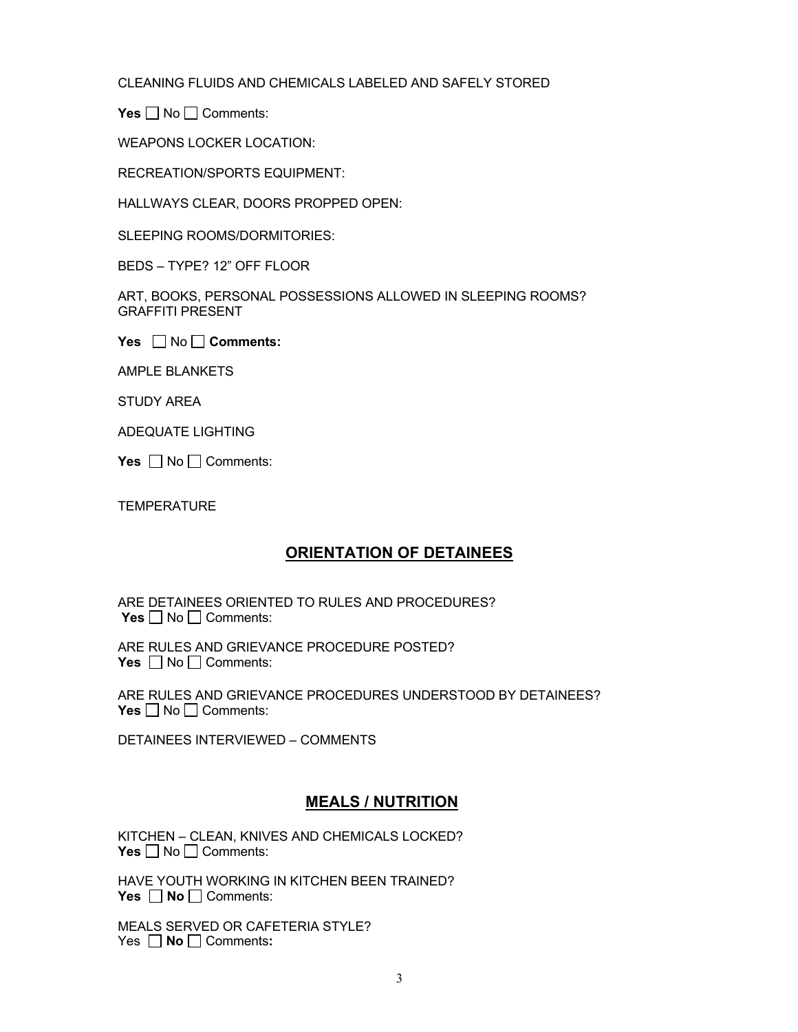CLEANING FLUIDS AND CHEMICALS LABELED AND SAFELY STORED

**Yes** ☐ No ☐ Comments:

WEAPONS LOCKER LOCATION:

RECREATION/SPORTS EQUIPMENT:

HALLWAYS CLEAR, DOORS PROPPED OPEN:

SLEEPING ROOMS/DORMITORIES:

BEDS – TYPE? 12" OFF FLOOR

ART, BOOKS, PERSONAL POSSESSIONS ALLOWED IN SLEEPING ROOMS?
GRAFFITI PRESENT

**Yes** ☐ No ☐ **Comments:**

AMPLE BLANKETS

STUDY AREA

ADEQUATE LIGHTING

**Yes** ☐ No ☐ Comments:

TEMPERATURE

## ORIENTATION OF DETAINEES

ARE DETAINEES ORIENTED TO RULES AND PROCEDURES?
**Yes** ☐ No ☐ Comments:

ARE RULES AND GRIEVANCE PROCEDURE POSTED?
**Yes** ☐ No ☐ Comments:

ARE RULES AND GRIEVANCE PROCEDURES UNDERSTOOD BY DETAINEES?
**Yes** ☐ No ☐ Comments:

DETAINEES INTERVIEWED – COMMENTS

## MEALS / NUTRITION

KITCHEN – CLEAN, KNIVES AND CHEMICALS LOCKED?
**Yes** ☐ No ☐ Comments:

HAVE YOUTH WORKING IN KITCHEN BEEN TRAINED?
**Yes** ☐ **No** ☐ Comments:

MEALS SERVED OR CAFETERIA STYLE?
Yes ☐ **No** ☐ Comments**:**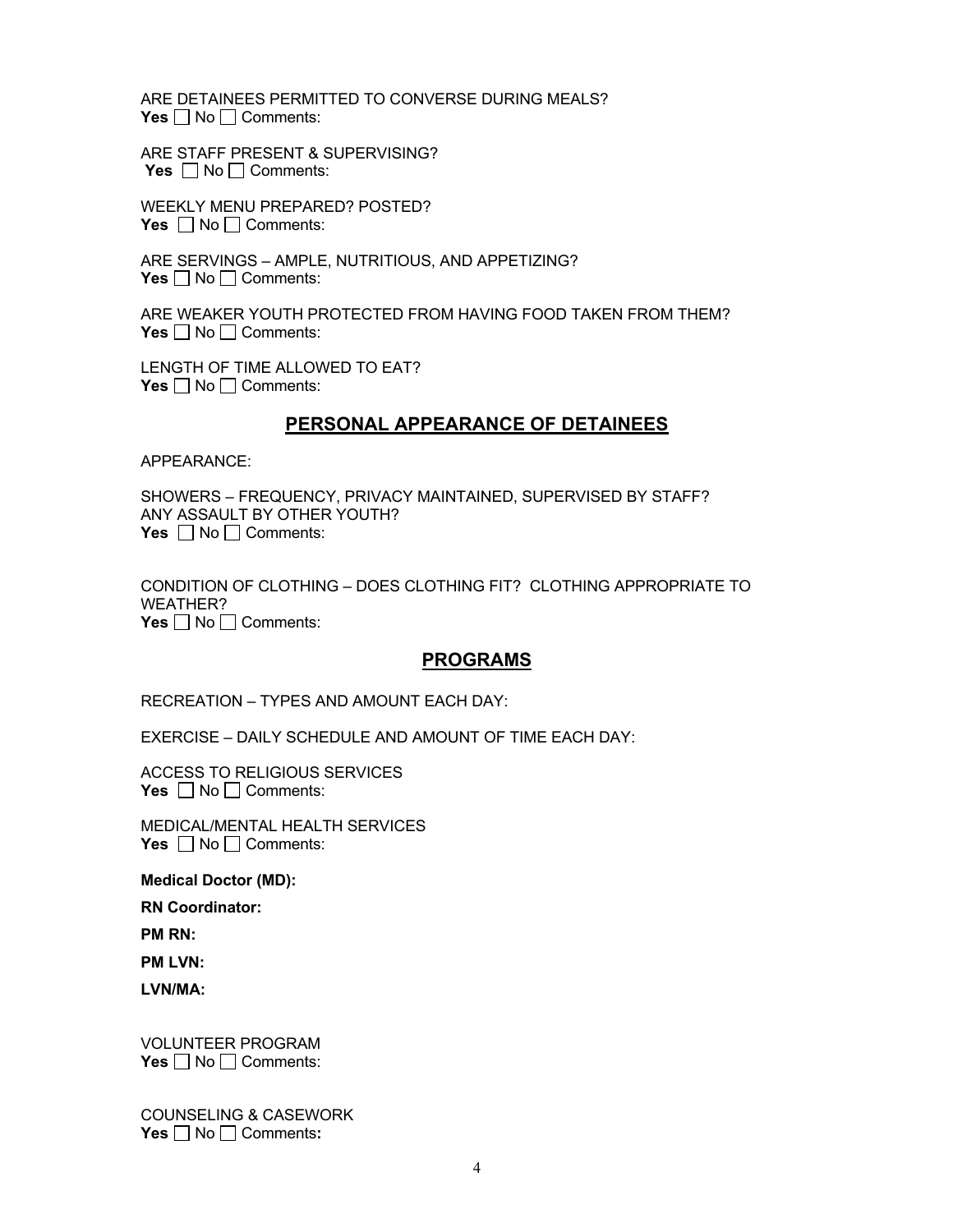ARE DETAINEES PERMITTED TO CONVERSE DURING MEALS?
**Yes** ☐ No ☐ Comments:

ARE STAFF PRESENT & SUPERVISING?
**Yes** ☐ No ☐ Comments:

WEEKLY MENU PREPARED? POSTED?
**Yes** ☐ No ☐ Comments:

ARE SERVINGS – AMPLE, NUTRITIOUS, AND APPETIZING?
**Yes** ☐ No ☐ Comments:

ARE WEAKER YOUTH PROTECTED FROM HAVING FOOD TAKEN FROM THEM?
**Yes** ☐ No ☐ Comments:

LENGTH OF TIME ALLOWED TO EAT?
**Yes** ☐ No ☐ Comments:

## PERSONAL APPEARANCE OF DETAINEES

APPEARANCE:

SHOWERS – FREQUENCY, PRIVACY MAINTAINED, SUPERVISED BY STAFF?
ANY ASSAULT BY OTHER YOUTH?
**Yes** ☐ No ☐ Comments:

CONDITION OF CLOTHING – DOES CLOTHING FIT? CLOTHING APPROPRIATE TO WEATHER?
**Yes** ☐ No ☐ Comments:

## PROGRAMS

RECREATION – TYPES AND AMOUNT EACH DAY:

EXERCISE – DAILY SCHEDULE AND AMOUNT OF TIME EACH DAY:

ACCESS TO RELIGIOUS SERVICES
**Yes** ☐ No ☐ Comments:

MEDICAL/MENTAL HEALTH SERVICES
**Yes** ☐ No ☐ Comments:

**Medical Doctor (MD):**

**RN Coordinator:**

**PM RN:**

**PM LVN:**

**LVN/MA:**

VOLUNTEER PROGRAM
**Yes** ☐ No ☐ Comments:

COUNSELING & CASEWORK
**Yes** ☐ No ☐ Comments**:**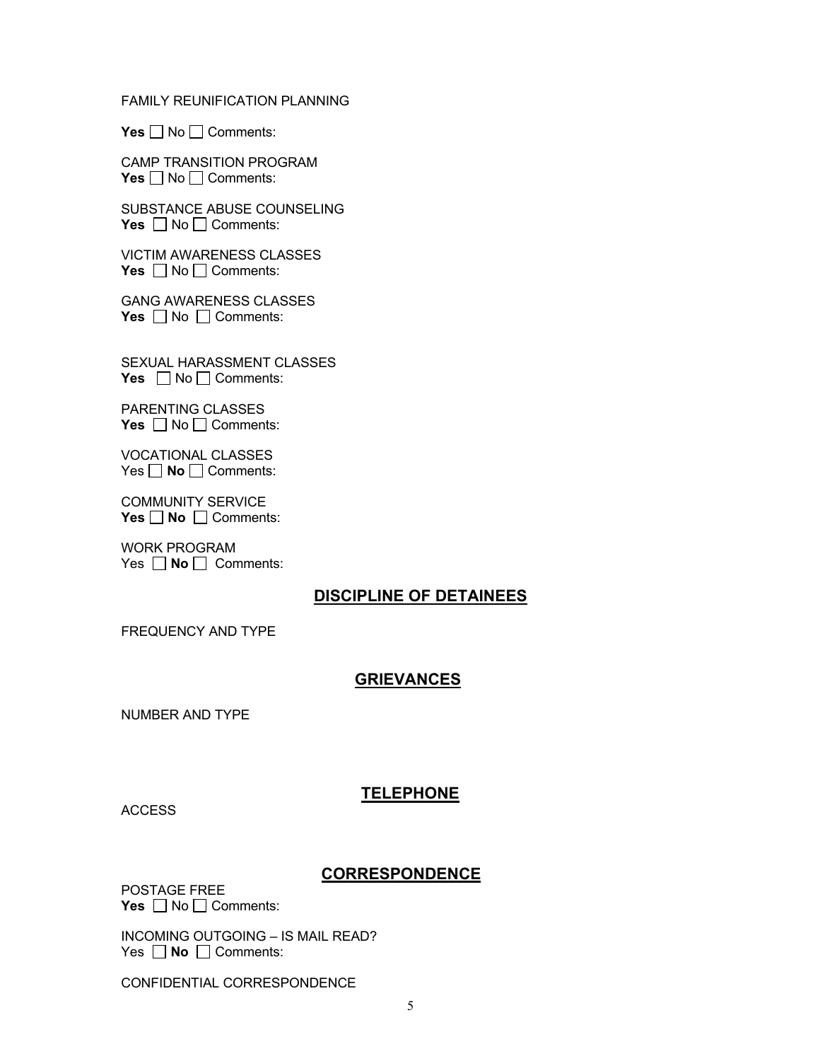FAMILY REUNIFICATION PLANNING

**Yes** ☐ No ☐ Comments:

CAMP TRANSITION PROGRAM
**Yes** ☐ No ☐ Comments:

SUBSTANCE ABUSE COUNSELING
**Yes** ☐ No ☐ Comments:

VICTIM AWARENESS CLASSES
**Yes** ☐ No ☐ Comments:

GANG AWARENESS CLASSES
**Yes** ☐ No ☐ Comments:

SEXUAL HARASSMENT CLASSES
**Yes** ☐ No ☐ Comments:

PARENTING CLASSES
**Yes** ☐ No ☐ Comments:

VOCATIONAL CLASSES
Yes ☐ **No** ☐ Comments:

COMMUNITY SERVICE
**Yes** ☐ **No** ☐ Comments:

WORK PROGRAM
Yes ☐ **No** ☐ Comments:

## DISCIPLINE OF DETAINEES

FREQUENCY AND TYPE

## GRIEVANCES

NUMBER AND TYPE

## TELEPHONE

ACCESS

## CORRESPONDENCE

POSTAGE FREE
**Yes** ☐ No ☐ Comments:

INCOMING OUTGOING – IS MAIL READ?
Yes ☐ **No** ☐ Comments:

CONFIDENTIAL CORRESPONDENCE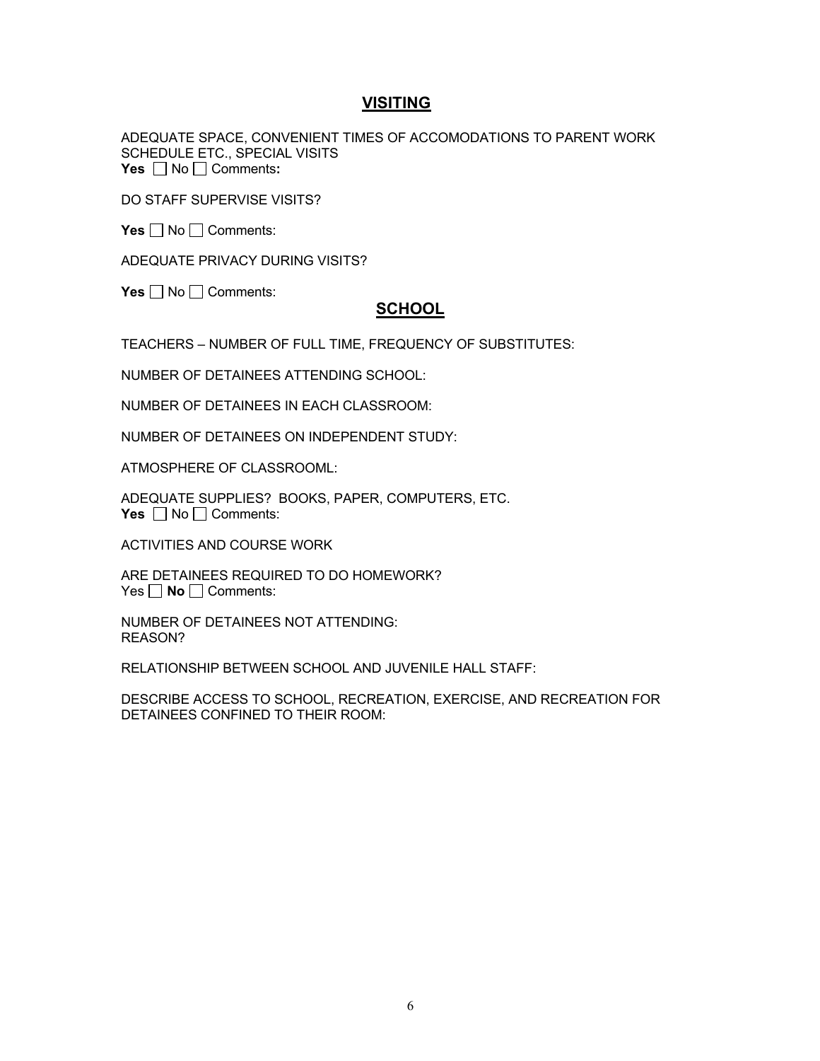## VISITING

ADEQUATE SPACE, CONVENIENT TIMES OF ACCOMODATIONS TO PARENT WORK SCHEDULE ETC., SPECIAL VISITS
**Yes** ☐ No ☐ Comments**:**

DO STAFF SUPERVISE VISITS?

**Yes** ☐ No ☐ Comments:

ADEQUATE PRIVACY DURING VISITS?

**Yes** ☐ No ☐ Comments:

## SCHOOL

TEACHERS – NUMBER OF FULL TIME, FREQUENCY OF SUBSTITUTES:

NUMBER OF DETAINEES ATTENDING SCHOOL:

NUMBER OF DETAINEES IN EACH CLASSROOM:

NUMBER OF DETAINEES ON INDEPENDENT STUDY:

ATMOSPHERE OF CLASSROOML:

ADEQUATE SUPPLIES? BOOKS, PAPER, COMPUTERS, ETC.
**Yes** ☐ No ☐ Comments:

ACTIVITIES AND COURSE WORK

ARE DETAINEES REQUIRED TO DO HOMEWORK?
Yes ☐ **No** ☐ Comments:

NUMBER OF DETAINEES NOT ATTENDING:
REASON?

RELATIONSHIP BETWEEN SCHOOL AND JUVENILE HALL STAFF:

DESCRIBE ACCESS TO SCHOOL, RECREATION, EXERCISE, AND RECREATION FOR DETAINEES CONFINED TO THEIR ROOM: